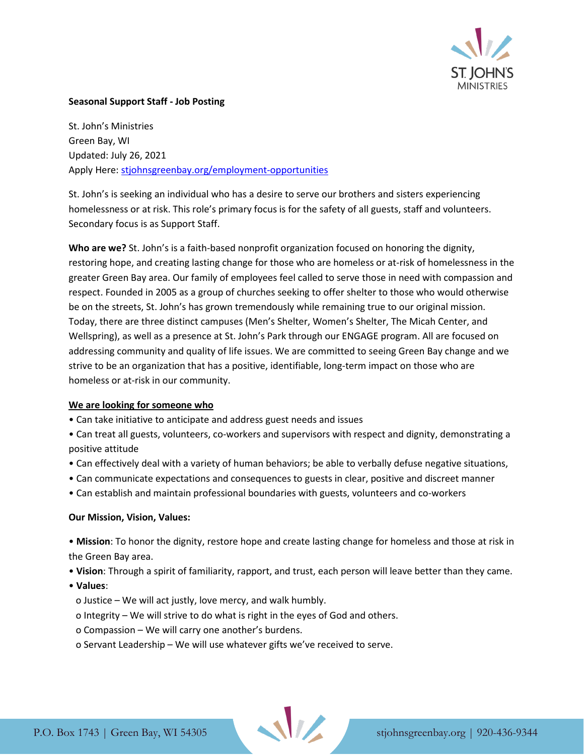**Seasonal Support Staff - Job Posting**

St. John's Ministries
Green Bay, WI
Updated: July 26, 2021
Apply Here: stjohnsgreenbay.org/employment-opportunities

St. John's is seeking an individual who has a desire to serve our brothers and sisters experiencing homelessness or at risk. This role's primary focus is for the safety of all guests, staff and volunteers. Secondary focus is as Support Staff.

**Who are we?** St. John's is a faith-based nonprofit organization focused on honoring the dignity, restoring hope, and creating lasting change for those who are homeless or at-risk of homelessness in the greater Green Bay area. Our family of employees feel called to serve those in need with compassion and respect. Founded in 2005 as a group of churches seeking to offer shelter to those who would otherwise be on the streets, St. John's has grown tremendously while remaining true to our original mission. Today, there are three distinct campuses (Men's Shelter, Women's Shelter, The Micah Center, and Wellspring), as well as a presence at St. John's Park through our ENGAGE program. All are focused on addressing community and quality of life issues. We are committed to seeing Green Bay change and we strive to be an organization that has a positive, identifiable, long-term impact on those who are homeless or at-risk in our community.

**We are looking for someone who**

- Can take initiative to anticipate and address guest needs and issues
- Can treat all guests, volunteers, co-workers and supervisors with respect and dignity, demonstrating a positive attitude
- Can effectively deal with a variety of human behaviors; be able to verbally defuse negative situations,
- Can communicate expectations and consequences to guests in clear, positive and discreet manner
- Can establish and maintain professional boundaries with guests, volunteers and co-workers

**Our Mission, Vision, Values:**

- **Mission**: To honor the dignity, restore hope and create lasting change for homeless and those at risk in the Green Bay area.
- **Vision**: Through a spirit of familiarity, rapport, and trust, each person will leave better than they came.
- **Values**:
  - Justice – We will act justly, love mercy, and walk humbly.
  - Integrity – We will strive to do what is right in the eyes of God and others.
  - Compassion – We will carry one another's burdens.
  - Servant Leadership – We will use whatever gifts we've received to serve.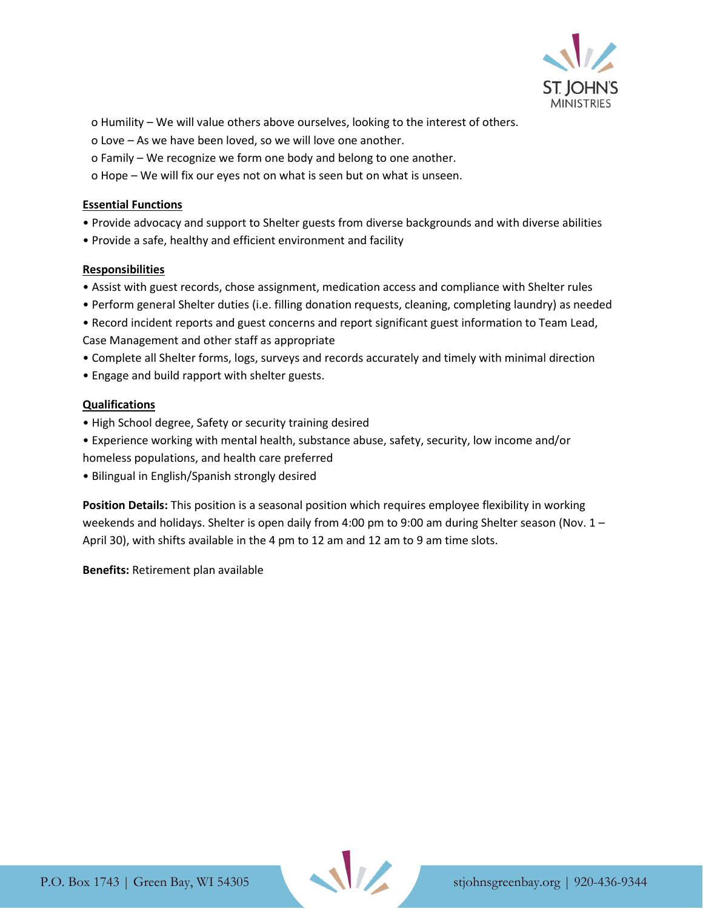- o Humility – We will value others above ourselves, looking to the interest of others.
- o Love – As we have been loved, so we will love one another.
- o Family – We recognize we form one body and belong to one another.
- o Hope – We will fix our eyes not on what is seen but on what is unseen.

**Essential Functions**

- Provide advocacy and support to Shelter guests from diverse backgrounds and with diverse abilities
- Provide a safe, healthy and efficient environment and facility

**Responsibilities**

- Assist with guest records, chose assignment, medication access and compliance with Shelter rules
- Perform general Shelter duties (i.e. filling donation requests, cleaning, completing laundry) as needed
- Record incident reports and guest concerns and report significant guest information to Team Lead, Case Management and other staff as appropriate
- Complete all Shelter forms, logs, surveys and records accurately and timely with minimal direction
- Engage and build rapport with shelter guests.

**Qualifications**

- High School degree, Safety or security training desired
- Experience working with mental health, substance abuse, safety, security, low income and/or homeless populations, and health care preferred
- Bilingual in English/Spanish strongly desired

**Position Details:** This position is a seasonal position which requires employee flexibility in working weekends and holidays. Shelter is open daily from 4:00 pm to 9:00 am during Shelter season (Nov. 1 – April 30), with shifts available in the 4 pm to 12 am and 12 am to 9 am time slots.

**Benefits:** Retirement plan available